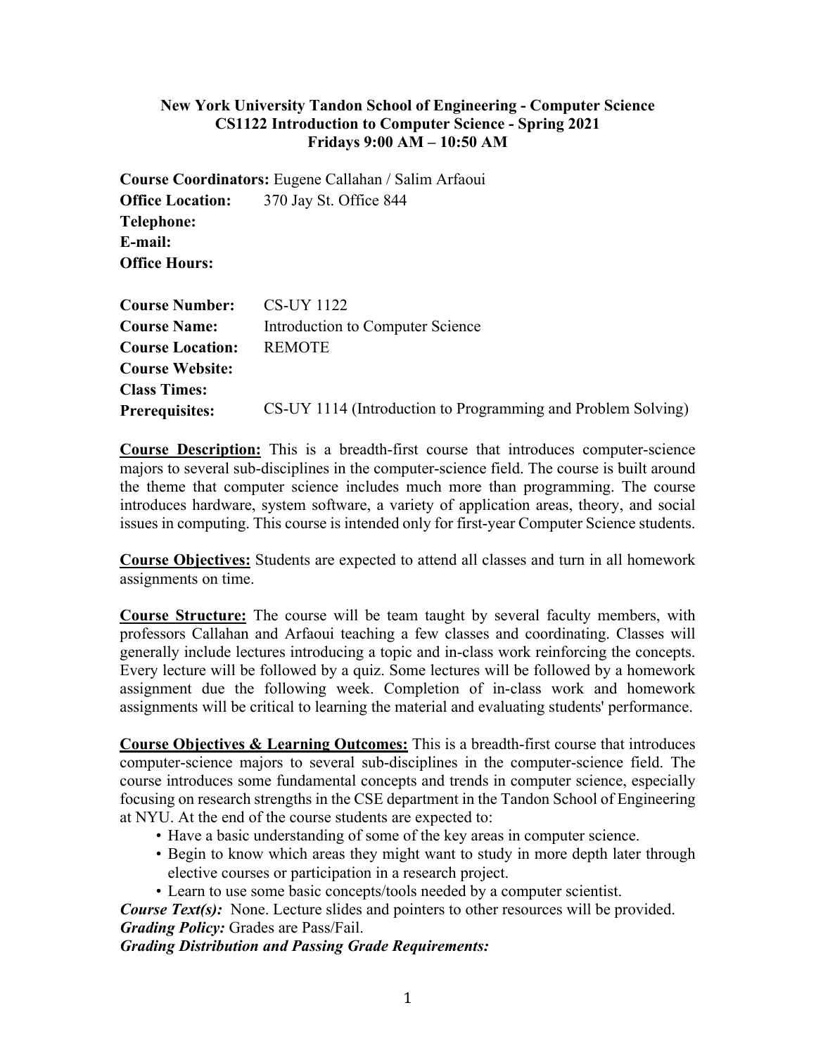**New York University Tandon School of Engineering - Computer Science**
**CS1122 Introduction to Computer Science - Spring 2021**
**Fridays 9:00 AM – 10:50 AM**

**Course Coordinators:** Eugene Callahan / Salim Arfaoui
**Office Location:** 370 Jay St. Office 844
**Telephone:**
**E-mail:**
**Office Hours:**

**Course Number:** CS-UY 1122
**Course Name:** Introduction to Computer Science
**Course Location:** REMOTE
**Course Website:**
**Class Times:**
**Prerequisites:** CS-UY 1114 (Introduction to Programming and Problem Solving)

**<u>Course Description:</u>** This is a breadth-first course that introduces computer-science majors to several sub-disciplines in the computer-science field. The course is built around the theme that computer science includes much more than programming. The course introduces hardware, system software, a variety of application areas, theory, and social issues in computing. This course is intended only for first-year Computer Science students.

**<u>Course Objectives:</u>** Students are expected to attend all classes and turn in all homework assignments on time.

**<u>Course Structure:</u>** The course will be team taught by several faculty members, with professors Callahan and Arfaoui teaching a few classes and coordinating. Classes will generally include lectures introducing a topic and in-class work reinforcing the concepts. Every lecture will be followed by a quiz. Some lectures will be followed by a homework assignment due the following week. Completion of in-class work and homework assignments will be critical to learning the material and evaluating students' performance.

**<u>Course Objectives & Learning Outcomes:</u>** This is a breadth-first course that introduces computer-science majors to several sub-disciplines in the computer-science field. The course introduces some fundamental concepts and trends in computer science, especially focusing on research strengths in the CSE department in the Tandon School of Engineering at NYU. At the end of the course students are expected to:

- Have a basic understanding of some of the key areas in computer science.
- Begin to know which areas they might want to study in more depth later through elective courses or participation in a research project.
- Learn to use some basic concepts/tools needed by a computer scientist.

***Course Text(s):*** None. Lecture slides and pointers to other resources will be provided.
***Grading Policy:*** Grades are Pass/Fail.
***Grading Distribution and Passing Grade Requirements:***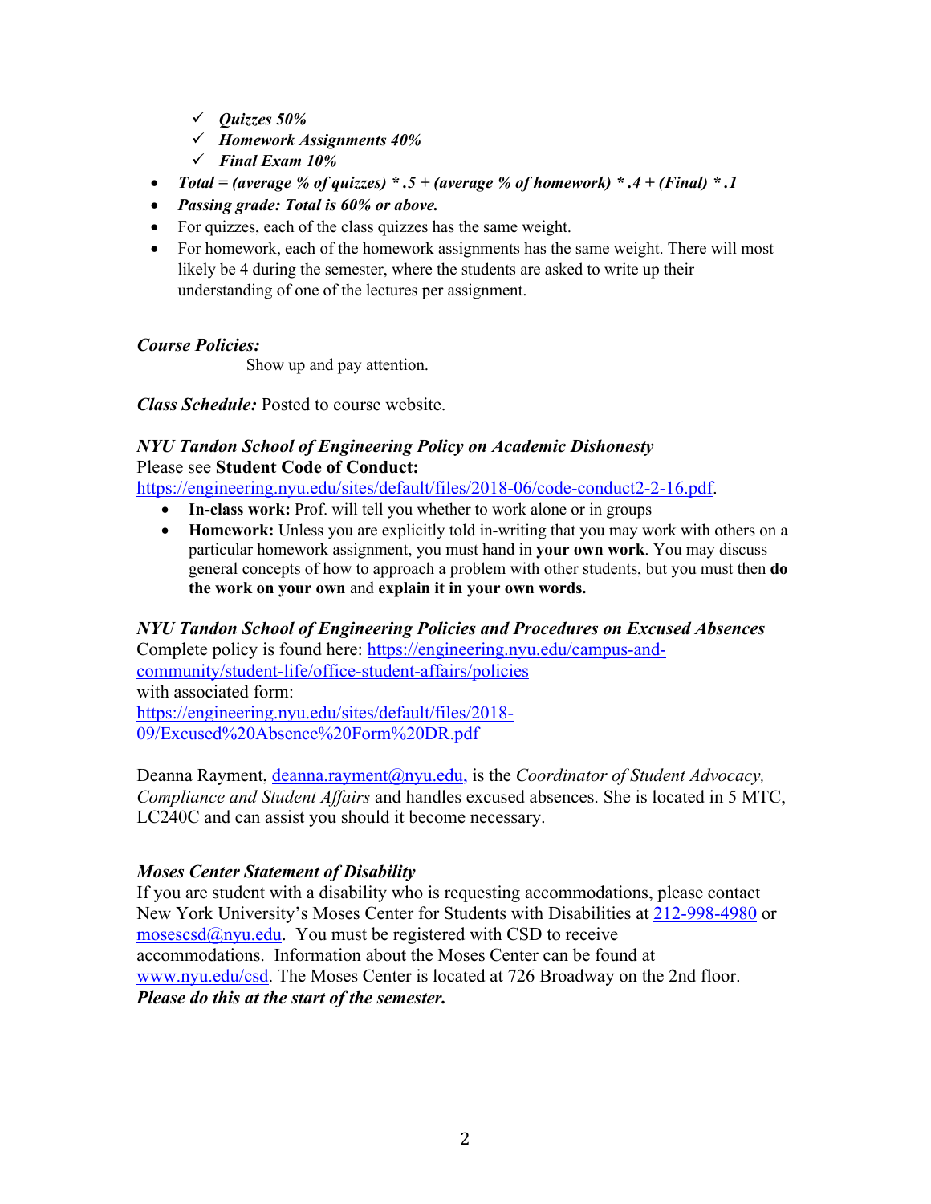- ✓ *Quizzes 50%*
- ✓ *Homework Assignments 40%*
- ✓ *Final Exam 10%*

- ***Total = (average % of quizzes) * .5 + (average % of homework) * .4 + (Final) * .1***
- ***Passing grade: Total is 60% or above.***
- For quizzes, each of the class quizzes has the same weight.
- For homework, each of the homework assignments has the same weight. There will most likely be 4 during the semester, where the students are asked to write up their understanding of one of the lectures per assignment.

***Course Policies:***

Show up and pay attention.

***Class Schedule:*** Posted to course website.

***NYU Tandon School of Engineering Policy on Academic Dishonesty***

Please see **Student Code of Conduct:** [https://engineering.nyu.edu/sites/default/files/2018-06/code-conduct2-2-16.pdf](https://engineering.nyu.edu/sites/default/files/2018-06/code-conduct2-2-16.pdf).

- **In-class work:** Prof. will tell you whether to work alone or in groups
- **Homework:** Unless you are explicitly told in-writing that you may work with others on a particular homework assignment, you must hand in **your own work**. You may discuss general concepts of how to approach a problem with other students, but you must then **do the work on your own** and **explain it in your own words.**

***NYU Tandon School of Engineering Policies and Procedures on Excused Absences***

Complete policy is found here: [https://engineering.nyu.edu/campus-and-community/student-life/office-student-affairs/policies](https://engineering.nyu.edu/campus-and-community/student-life/office-student-affairs/policies)
with associated form:
[https://engineering.nyu.edu/sites/default/files/2018-09/Excused%20Absence%20Form%20DR.pdf](https://engineering.nyu.edu/sites/default/files/2018-09/Excused%20Absence%20Form%20DR.pdf)

Deanna Rayment, [deanna.rayment@nyu.edu,](mailto:deanna.rayment@nyu.edu) is the *Coordinator of Student Advocacy, Compliance and Student Affairs* and handles excused absences. She is located in 5 MTC, LC240C and can assist you should it become necessary.

***Moses Center Statement of Disability***

If you are student with a disability who is requesting accommodations, please contact New York University's Moses Center for Students with Disabilities at [212-998-4980](tel:212-998-4980) or [mosescsd@nyu.edu](mailto:mosescsd@nyu.edu). You must be registered with CSD to receive accommodations. Information about the Moses Center can be found at [www.nyu.edu/csd](http://www.nyu.edu/csd). The Moses Center is located at 726 Broadway on the 2nd floor.
***Please do this at the start of the semester.***